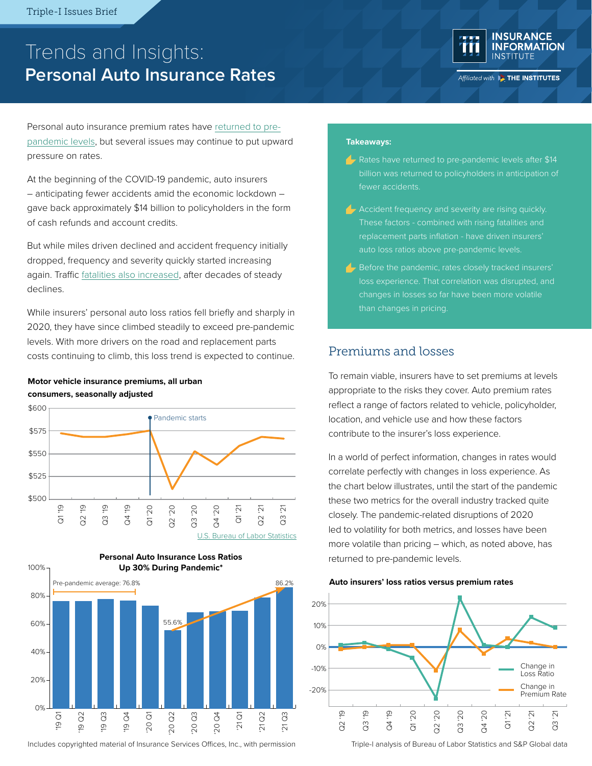Triple-I Issues Brief

# Trends and Insights: Personal Auto Insurance Rates

Personal auto insurance premium rates have returned to pre-pandemic levels, but several issues may continue to put upward pressure on rates.

At the beginning of the COVID-19 pandemic, auto insurers – anticipating fewer accidents amid the economic lockdown – gave back approximately $14 billion to policyholders in the form of cash refunds and account credits.

But while miles driven declined and accident frequency initially dropped, frequency and severity quickly started increasing again. Traffic fatalities also increased, after decades of steady declines.

While insurers' personal auto loss ratios fell briefly and sharply in 2020, they have since climbed steadily to exceed pre-pandemic levels. With more drivers on the road and replacement parts costs continuing to climb, this loss trend is expected to continue.

**Takeaways:**

- Rates have returned to pre-pandemic levels after $14 billion was returned to policyholders in anticipation of fewer accidents.
- Accident frequency and severity are rising quickly. These factors - combined with rising fatalities and replacement parts inflation - have driven insurers' auto loss ratios above pre-pandemic levels.
- Before the pandemic, rates closely tracked insurers' loss experience. That correlation was disrupted, and changes in losses so far have been more volatile than changes in pricing.

**Motor vehicle insurance premiums, all urban consumers, seasonally adjusted**

U.S. Bureau of Labor Statistics

**Personal Auto Insurance Loss Ratios Up 30% During Pandemic***

Includes copyrighted material of Insurance Services Offices, Inc., with permission

## Premiums and losses

To remain viable, insurers have to set premiums at levels appropriate to the risks they cover. Auto premium rates reflect a range of factors related to vehicle, policyholder, location, and vehicle use and how these factors contribute to the insurer's loss experience.

In a world of perfect information, changes in rates would correlate perfectly with changes in loss experience. As the chart below illustrates, until the start of the pandemic these two metrics for the overall industry tracked quite closely. The pandemic-related disruptions of 2020 led to volatility for both metrics, and losses have been more volatile than pricing – which, as noted above, has returned to pre-pandemic levels.

**Auto insurers' loss ratios versus premium rates**

Triple-I analysis of Bureau of Labor Statistics and S&P Global data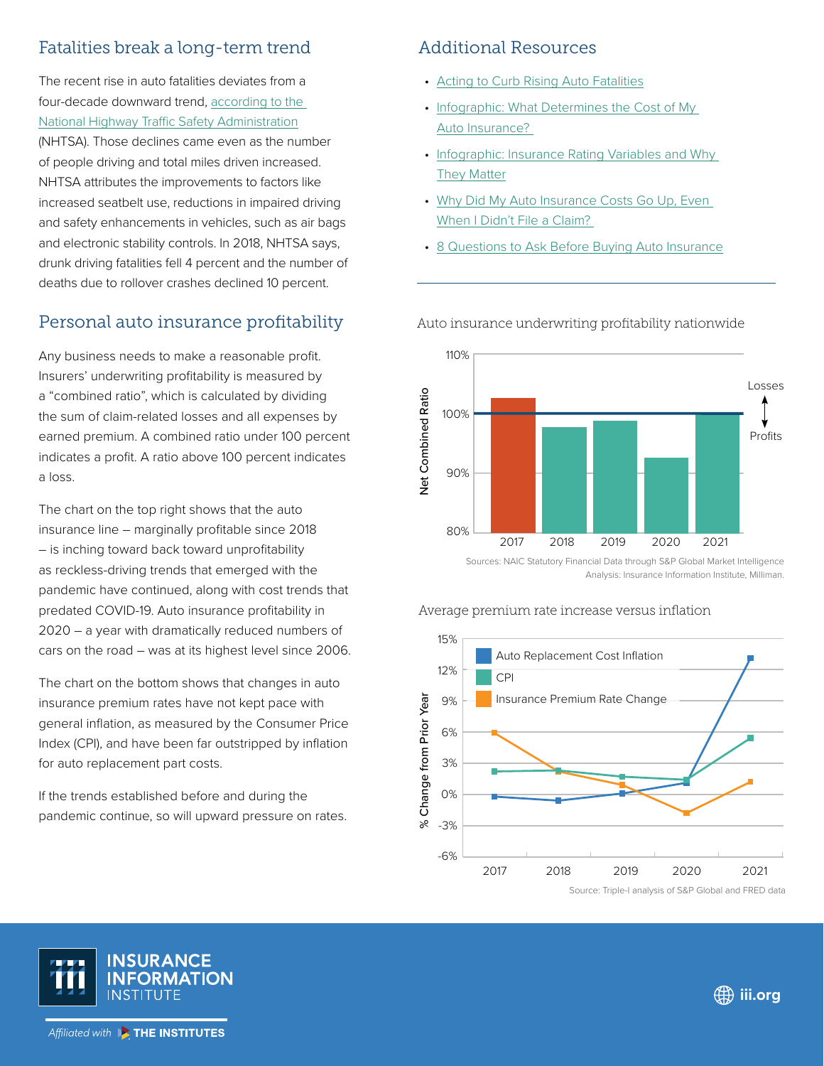## Fatalities break a long-term trend

The recent rise in auto fatalities deviates from a four-decade downward trend, according to the National Highway Traffic Safety Administration (NHTSA). Those declines came even as the number of people driving and total miles driven increased. NHTSA attributes the improvements to factors like increased seatbelt use, reductions in impaired driving and safety enhancements in vehicles, such as air bags and electronic stability controls. In 2018, NHTSA says, drunk driving fatalities fell 4 percent and the number of deaths due to rollover crashes declined 10 percent.

## Personal auto insurance profitability

Any business needs to make a reasonable profit. Insurers' underwriting profitability is measured by a "combined ratio", which is calculated by dividing the sum of claim-related losses and all expenses by earned premium. A combined ratio under 100 percent indicates a profit. A ratio above 100 percent indicates a loss.

The chart on the top right shows that the auto insurance line – marginally profitable since 2018 – is inching toward back toward unprofitability as reckless-driving trends that emerged with the pandemic have continued, along with cost trends that predated COVID-19. Auto insurance profitability in 2020 – a year with dramatically reduced numbers of cars on the road – was at its highest level since 2006.

The chart on the bottom shows that changes in auto insurance premium rates have not kept pace with general inflation, as measured by the Consumer Price Index (CPI), and have been far outstripped by inflation for auto replacement part costs.

If the trends established before and during the pandemic continue, so will upward pressure on rates.

## Additional Resources

- Acting to Curb Rising Auto Fatalities
- Infographic: What Determines the Cost of My Auto Insurance?
- Infographic: Insurance Rating Variables and Why They Matter
- Why Did My Auto Insurance Costs Go Up, Even When I Didn't File a Claim?
- 8 Questions to Ask Before Buying Auto Insurance

Auto insurance underwriting profitability nationwide

Net Combined Ratio

110%
100%
90%
80%

2017 2018 2019 2020 2021

Losses

Profits

Sources: NAIC Statutory Financial Data through S&P Global Market Intelligence
Analysis: Insurance Information Institute, Milliman.

Average premium rate increase versus inflation

% Change from Prior Year

15%
12%
9%
6%
3%
0%
-3%
-6%

2017 2018 2019 2020 2021

Auto Replacement Cost Inflation

CPI

Insurance Premium Rate Change

Source: Triple-I analysis of S&P Global and FRED data

INSURANCE INFORMATION INSTITUTE

Affiliated with THE INSTITUTES

iii.org